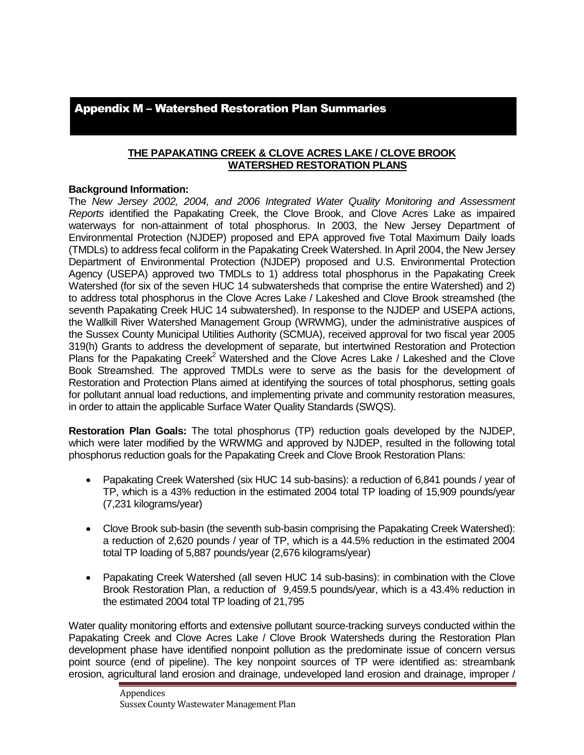# Appendix M – Watershed Restoration Plan Summaries

**THE PAPAKATING CREEK & CLOVE ACRES LAKE / CLOVE BROOK WATERSHED RESTORATION PLANS**

**Background Information:**

The *New Jersey 2002, 2004, and 2006 Integrated Water Quality Monitoring and Assessment Reports* identified the Papakating Creek, the Clove Brook, and Clove Acres Lake as impaired waterways for non-attainment of total phosphorus. In 2003, the New Jersey Department of Environmental Protection (NJDEP) proposed and EPA approved five Total Maximum Daily loads (TMDLs) to address fecal coliform in the Papakating Creek Watershed. In April 2004, the New Jersey Department of Environmental Protection (NJDEP) proposed and U.S. Environmental Protection Agency (USEPA) approved two TMDLs to 1) address total phosphorus in the Papakating Creek Watershed (for six of the seven HUC 14 subwatersheds that comprise the entire Watershed) and 2) to address total phosphorus in the Clove Acres Lake / Lakeshed and Clove Brook streamshed (the seventh Papakating Creek HUC 14 subwatershed). In response to the NJDEP and USEPA actions, the Wallkill River Watershed Management Group (WRWMG), under the administrative auspices of the Sussex County Municipal Utilities Authority (SCMUA), received approval for two fiscal year 2005 319(h) Grants to address the development of separate, but intertwined Restoration and Protection Plans for the Papakating Creek[2] Watershed and the Clove Acres Lake / Lakeshed and the Clove Book Streamshed. The approved TMDLs were to serve as the basis for the development of Restoration and Protection Plans aimed at identifying the sources of total phosphorus, setting goals for pollutant annual load reductions, and implementing private and community restoration measures, in order to attain the applicable Surface Water Quality Standards (SWQS).

**Restoration Plan Goals:** The total phosphorus (TP) reduction goals developed by the NJDEP, which were later modified by the WRWMG and approved by NJDEP, resulted in the following total phosphorus reduction goals for the Papakating Creek and Clove Brook Restoration Plans:

- Papakating Creek Watershed (six HUC 14 sub-basins): a reduction of 6,841 pounds / year of TP, which is a 43% reduction in the estimated 2004 total TP loading of 15,909 pounds/year (7,231 kilograms/year)
- Clove Brook sub-basin (the seventh sub-basin comprising the Papakating Creek Watershed): a reduction of 2,620 pounds / year of TP, which is a 44.5% reduction in the estimated 2004 total TP loading of 5,887 pounds/year (2,676 kilograms/year)
- Papakating Creek Watershed (all seven HUC 14 sub-basins): in combination with the Clove Brook Restoration Plan, a reduction of 9,459.5 pounds/year, which is a 43.4% reduction in the estimated 2004 total TP loading of 21,795

Water quality monitoring efforts and extensive pollutant source-tracking surveys conducted within the Papakating Creek and Clove Acres Lake / Clove Brook Watersheds during the Restoration Plan development phase have identified nonpoint pollution as the predominate issue of concern versus point source (end of pipeline). The key nonpoint sources of TP were identified as: streambank erosion, agricultural land erosion and drainage, undeveloped land erosion and drainage, improper /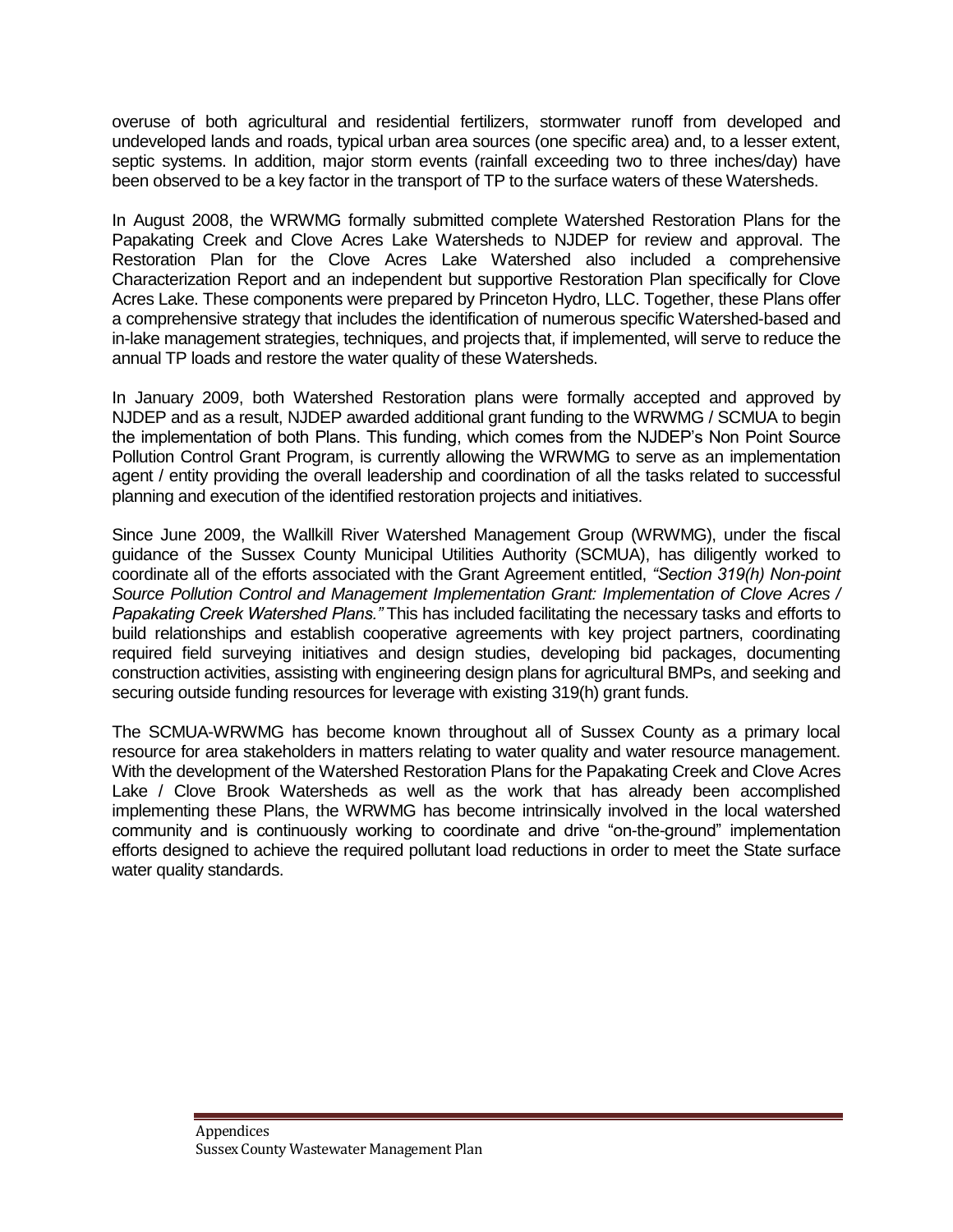overuse of both agricultural and residential fertilizers, stormwater runoff from developed and undeveloped lands and roads, typical urban area sources (one specific area) and, to a lesser extent, septic systems. In addition, major storm events (rainfall exceeding two to three inches/day) have been observed to be a key factor in the transport of TP to the surface waters of these Watersheds.

In August 2008, the WRWMG formally submitted complete Watershed Restoration Plans for the Papakating Creek and Clove Acres Lake Watersheds to NJDEP for review and approval. The Restoration Plan for the Clove Acres Lake Watershed also included a comprehensive Characterization Report and an independent but supportive Restoration Plan specifically for Clove Acres Lake. These components were prepared by Princeton Hydro, LLC. Together, these Plans offer a comprehensive strategy that includes the identification of numerous specific Watershed-based and in-lake management strategies, techniques, and projects that, if implemented, will serve to reduce the annual TP loads and restore the water quality of these Watersheds.

In January 2009, both Watershed Restoration plans were formally accepted and approved by NJDEP and as a result, NJDEP awarded additional grant funding to the WRWMG / SCMUA to begin the implementation of both Plans. This funding, which comes from the NJDEP's Non Point Source Pollution Control Grant Program, is currently allowing the WRWMG to serve as an implementation agent / entity providing the overall leadership and coordination of all the tasks related to successful planning and execution of the identified restoration projects and initiatives.

Since June 2009, the Wallkill River Watershed Management Group (WRWMG), under the fiscal guidance of the Sussex County Municipal Utilities Authority (SCMUA), has diligently worked to coordinate all of the efforts associated with the Grant Agreement entitled, *"Section 319(h) Non-point Source Pollution Control and Management Implementation Grant: Implementation of Clove Acres / Papakating Creek Watershed Plans."* This has included facilitating the necessary tasks and efforts to build relationships and establish cooperative agreements with key project partners, coordinating required field surveying initiatives and design studies, developing bid packages, documenting construction activities, assisting with engineering design plans for agricultural BMPs, and seeking and securing outside funding resources for leverage with existing 319(h) grant funds.

The SCMUA-WRWMG has become known throughout all of Sussex County as a primary local resource for area stakeholders in matters relating to water quality and water resource management. With the development of the Watershed Restoration Plans for the Papakating Creek and Clove Acres Lake / Clove Brook Watersheds as well as the work that has already been accomplished implementing these Plans, the WRWMG has become intrinsically involved in the local watershed community and is continuously working to coordinate and drive "on-the-ground" implementation efforts designed to achieve the required pollutant load reductions in order to meet the State surface water quality standards.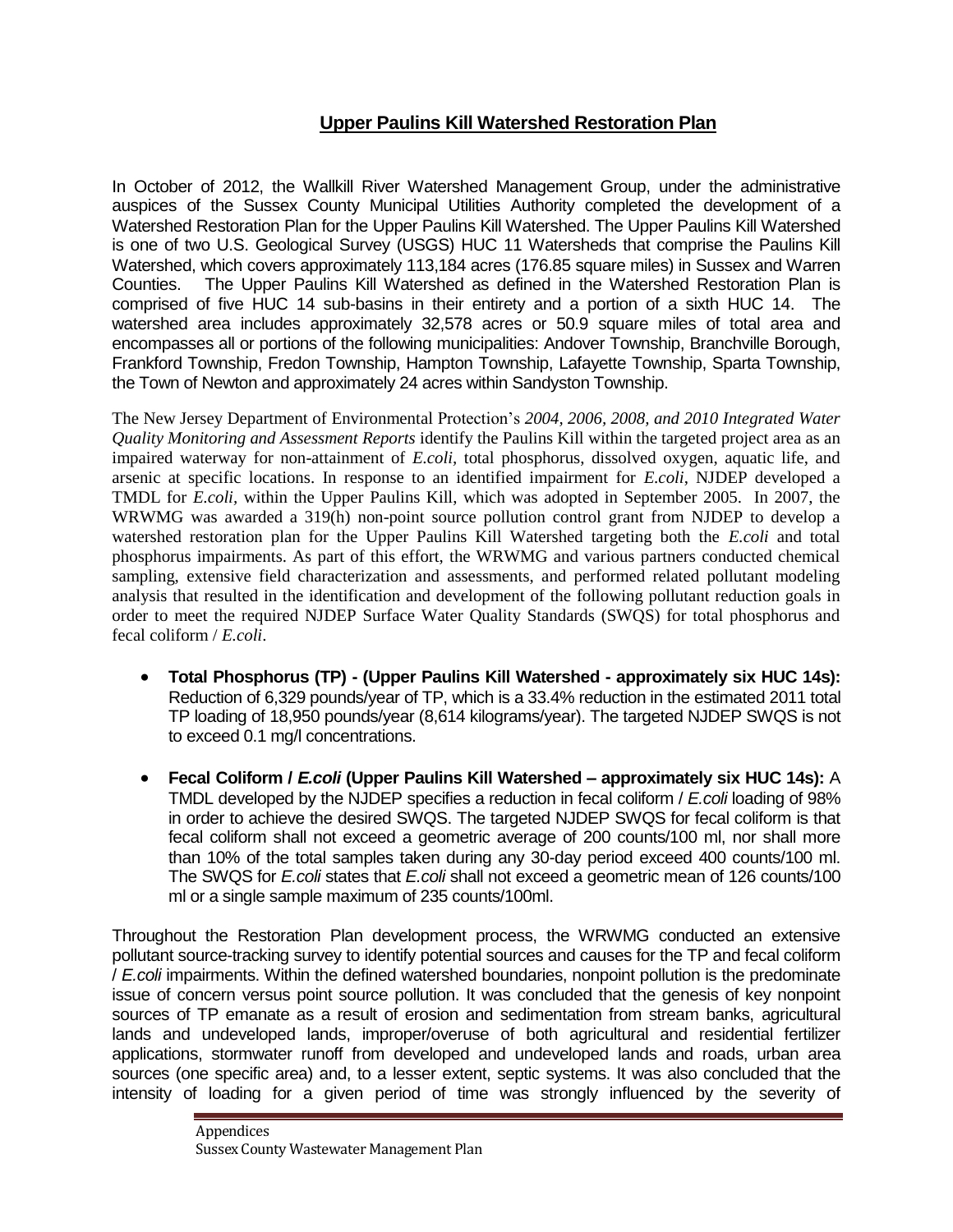## Upper Paulins Kill Watershed Restoration Plan

In October of 2012, the Wallkill River Watershed Management Group, under the administrative auspices of the Sussex County Municipal Utilities Authority completed the development of a Watershed Restoration Plan for the Upper Paulins Kill Watershed. The Upper Paulins Kill Watershed is one of two U.S. Geological Survey (USGS) HUC 11 Watersheds that comprise the Paulins Kill Watershed, which covers approximately 113,184 acres (176.85 square miles) in Sussex and Warren Counties. The Upper Paulins Kill Watershed as defined in the Watershed Restoration Plan is comprised of five HUC 14 sub-basins in their entirety and a portion of a sixth HUC 14. The watershed area includes approximately 32,578 acres or 50.9 square miles of total area and encompasses all or portions of the following municipalities: Andover Township, Branchville Borough, Frankford Township, Fredon Township, Hampton Township, Lafayette Township, Sparta Township, the Town of Newton and approximately 24 acres within Sandyston Township.

The New Jersey Department of Environmental Protection's *2004, 2006, 2008, and 2010 Integrated Water Quality Monitoring and Assessment Reports* identify the Paulins Kill within the targeted project area as an impaired waterway for non-attainment of *E.coli*, total phosphorus, dissolved oxygen, aquatic life, and arsenic at specific locations. In response to an identified impairment for *E.coli*, NJDEP developed a TMDL for *E.coli*, within the Upper Paulins Kill, which was adopted in September 2005. In 2007, the WRWMG was awarded a 319(h) non-point source pollution control grant from NJDEP to develop a watershed restoration plan for the Upper Paulins Kill Watershed targeting both the *E.coli* and total phosphorus impairments. As part of this effort, the WRWMG and various partners conducted chemical sampling, extensive field characterization and assessments, and performed related pollutant modeling analysis that resulted in the identification and development of the following pollutant reduction goals in order to meet the required NJDEP Surface Water Quality Standards (SWQS) for total phosphorus and fecal coliform / *E.coli*.

- **Total Phosphorus (TP) - (Upper Paulins Kill Watershed - approximately six HUC 14s):** Reduction of 6,329 pounds/year of TP, which is a 33.4% reduction in the estimated 2011 total TP loading of 18,950 pounds/year (8,614 kilograms/year). The targeted NJDEP SWQS is not to exceed 0.1 mg/l concentrations.
- **Fecal Coliform / *E.coli* (Upper Paulins Kill Watershed – approximately six HUC 14s):** A TMDL developed by the NJDEP specifies a reduction in fecal coliform / *E.coli* loading of 98% in order to achieve the desired SWQS. The targeted NJDEP SWQS for fecal coliform is that fecal coliform shall not exceed a geometric average of 200 counts/100 ml, nor shall more than 10% of the total samples taken during any 30-day period exceed 400 counts/100 ml. The SWQS for *E.coli* states that *E.coli* shall not exceed a geometric mean of 126 counts/100 ml or a single sample maximum of 235 counts/100ml.

Throughout the Restoration Plan development process, the WRWMG conducted an extensive pollutant source-tracking survey to identify potential sources and causes for the TP and fecal coliform / *E.coli* impairments. Within the defined watershed boundaries, nonpoint pollution is the predominate issue of concern versus point source pollution. It was concluded that the genesis of key nonpoint sources of TP emanate as a result of erosion and sedimentation from stream banks, agricultural lands and undeveloped lands, improper/overuse of both agricultural and residential fertilizer applications, stormwater runoff from developed and undeveloped lands and roads, urban area sources (one specific area) and, to a lesser extent, septic systems. It was also concluded that the intensity of loading for a given period of time was strongly influenced by the severity of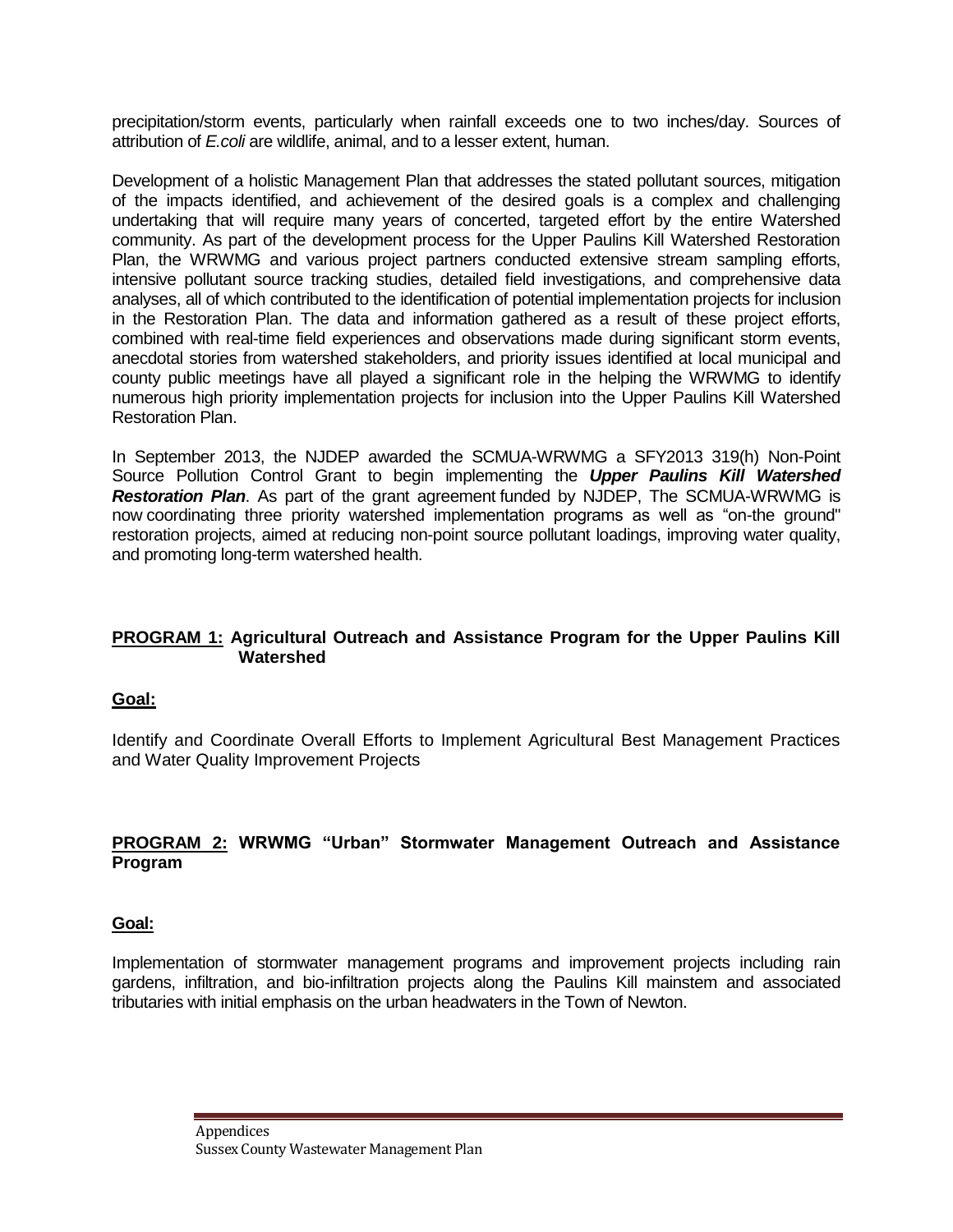precipitation/storm events, particularly when rainfall exceeds one to two inches/day. Sources of attribution of *E.coli* are wildlife, animal, and to a lesser extent, human.

Development of a holistic Management Plan that addresses the stated pollutant sources, mitigation of the impacts identified, and achievement of the desired goals is a complex and challenging undertaking that will require many years of concerted, targeted effort by the entire Watershed community. As part of the development process for the Upper Paulins Kill Watershed Restoration Plan, the WRWMG and various project partners conducted extensive stream sampling efforts, intensive pollutant source tracking studies, detailed field investigations, and comprehensive data analyses, all of which contributed to the identification of potential implementation projects for inclusion in the Restoration Plan. The data and information gathered as a result of these project efforts, combined with real-time field experiences and observations made during significant storm events, anecdotal stories from watershed stakeholders, and priority issues identified at local municipal and county public meetings have all played a significant role in the helping the WRWMG to identify numerous high priority implementation projects for inclusion into the Upper Paulins Kill Watershed Restoration Plan.

In September 2013, the NJDEP awarded the SCMUA-WRWMG a SFY2013 319(h) Non-Point Source Pollution Control Grant to begin implementing the ***Upper Paulins Kill Watershed Restoration Plan***. As part of the grant agreement funded by NJDEP, The SCMUA-WRWMG is now coordinating three priority watershed implementation programs as well as "on-the ground" restoration projects, aimed at reducing non-point source pollutant loadings, improving water quality, and promoting long-term watershed health.

**PROGRAM 1: Agricultural Outreach and Assistance Program for the Upper Paulins Kill Watershed**

**Goal:**

Identify and Coordinate Overall Efforts to Implement Agricultural Best Management Practices and Water Quality Improvement Projects

**PROGRAM 2: WRWMG "Urban" Stormwater Management Outreach and Assistance Program**

**Goal:**

Implementation of stormwater management programs and improvement projects including rain gardens, infiltration, and bio-infiltration projects along the Paulins Kill mainstem and associated tributaries with initial emphasis on the urban headwaters in the Town of Newton.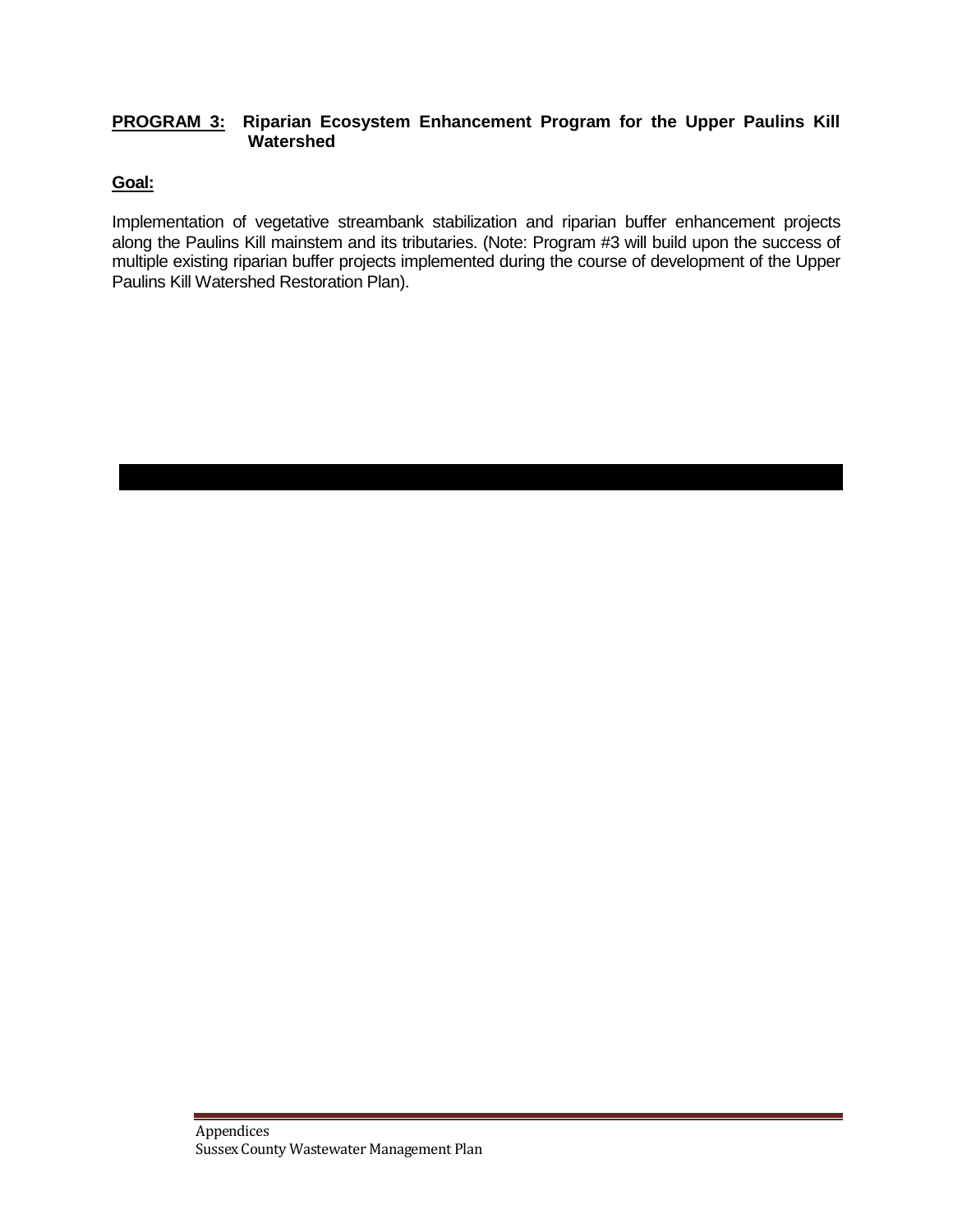**PROGRAM 3: Riparian Ecosystem Enhancement Program for the Upper Paulins Kill Watershed**

**Goal:**

Implementation of vegetative streambank stabilization and riparian buffer enhancement projects along the Paulins Kill mainstem and its tributaries. (Note: Program #3 will build upon the success of multiple existing riparian buffer projects implemented during the course of development of the Upper Paulins Kill Watershed Restoration Plan).